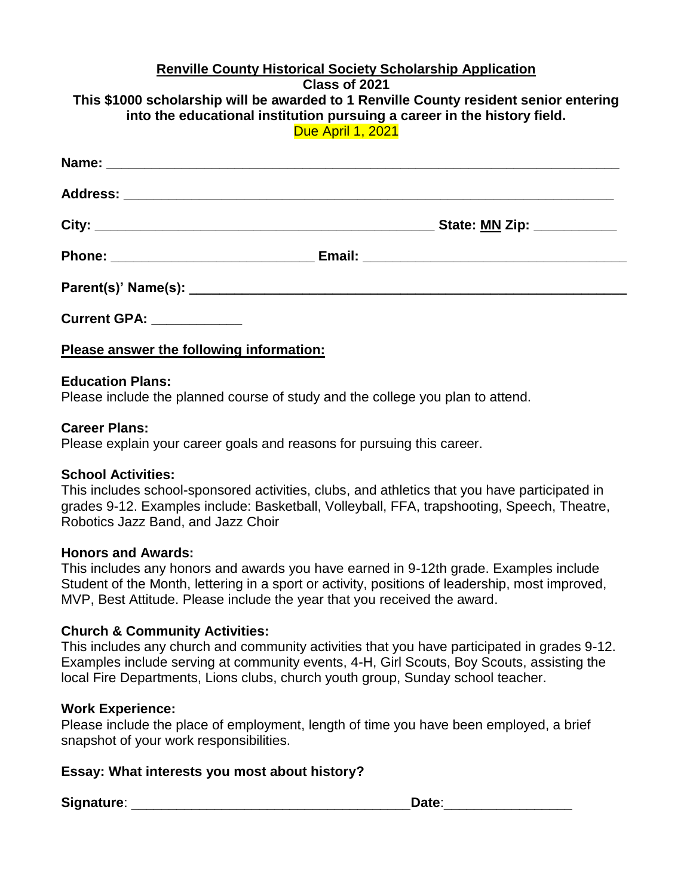**Renville County Historical Society Scholarship Application**

**Class of 2021**

**This $1000 scholarship will be awarded to 1 Renville County resident senior entering into the educational institution pursuing a career in the history field.**

Due April 1, 2021

**Name:** ____________________________________________________________

**Address:** __________________________________________________________

**City:** ________________________________________ **State: MN Zip:** __________

**Phone:** _________________________ **Email:** _______________________________

**Parent(s)' Name(s):** ___________________________________________________

**Current GPA:** ___________

**Please answer the following information:**

**Education Plans:**
Please include the planned course of study and the college you plan to attend.

**Career Plans:**
Please explain your career goals and reasons for pursuing this career.

**School Activities:**
This includes school-sponsored activities, clubs, and athletics that you have participated in grades 9-12. Examples include: Basketball, Volleyball, FFA, trapshooting, Speech, Theatre, Robotics Jazz Band, and Jazz Choir

**Honors and Awards:**
This includes any honors and awards you have earned in 9-12th grade. Examples include Student of the Month, lettering in a sport or activity, positions of leadership, most improved, MVP, Best Attitude. Please include the year that you received the award.

**Church & Community Activities:**
This includes any church and community activities that you have participated in grades 9-12. Examples include serving at community events, 4-H, Girl Scouts, Boy Scouts, assisting the local Fire Departments, Lions clubs, church youth group, Sunday school teacher.

**Work Experience:**
Please include the place of employment, length of time you have been employed, a brief snapshot of your work responsibilities.

**Essay: What interests you most about history?**

**Signature**: __________________________________**Date**:________________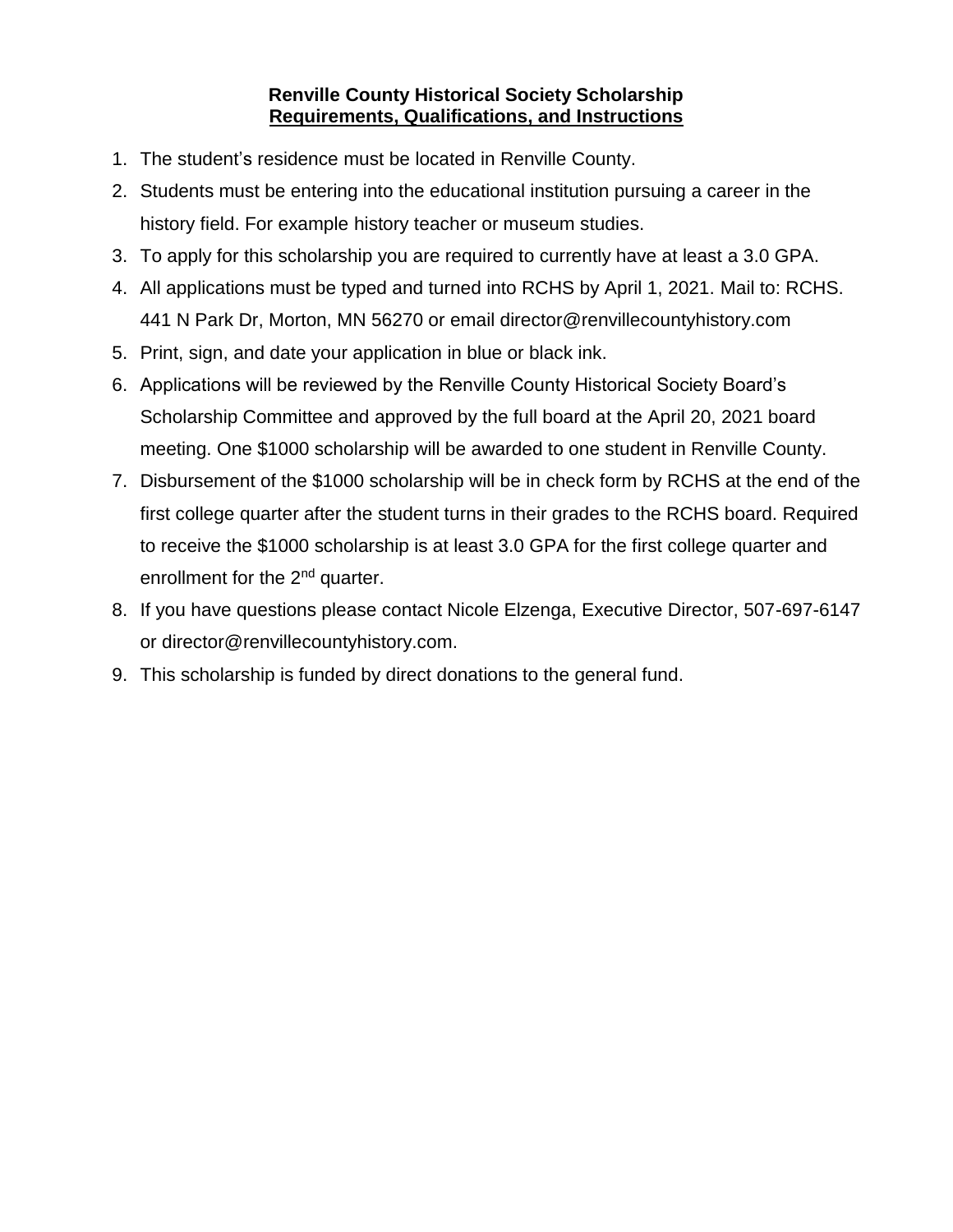**Renville County Historical Society Scholarship**
**Requirements, Qualifications, and Instructions**

1. The student's residence must be located in Renville County.
2. Students must be entering into the educational institution pursuing a career in the history field. For example history teacher or museum studies.
3. To apply for this scholarship you are required to currently have at least a 3.0 GPA.
4. All applications must be typed and turned into RCHS by April 1, 2021. Mail to: RCHS. 441 N Park Dr, Morton, MN 56270 or email director@renvillecountyhistory.com
5. Print, sign, and date your application in blue or black ink.
6. Applications will be reviewed by the Renville County Historical Society Board's Scholarship Committee and approved by the full board at the April 20, 2021 board meeting. One $1000 scholarship will be awarded to one student in Renville County.
7. Disbursement of the $1000 scholarship will be in check form by RCHS at the end of the first college quarter after the student turns in their grades to the RCHS board. Required to receive the $1000 scholarship is at least 3.0 GPA for the first college quarter and enrollment for the 2nd quarter.
8. If you have questions please contact Nicole Elzenga, Executive Director, 507-697-6147 or director@renvillecountyhistory.com.
9. This scholarship is funded by direct donations to the general fund.